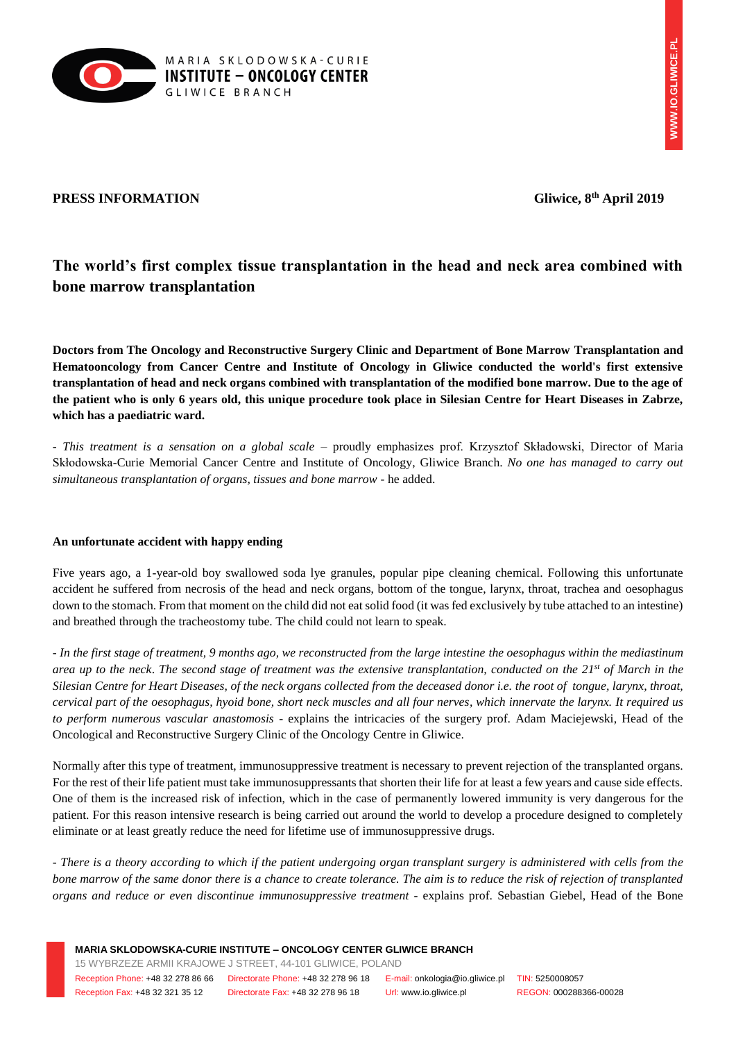**PRESS INFORMATION** **Gliwice, 8th April 2019**

# The world's first complex tissue transplantation in the head and neck area combined with bone marrow transplantation

**Doctors from The Oncology and Reconstructive Surgery Clinic and Department of Bone Marrow Transplantation and Hematooncology from Cancer Centre and Institute of Oncology in Gliwice conducted the world's first extensive transplantation of head and neck organs combined with transplantation of the modified bone marrow. Due to the age of the patient who is only 6 years old, this unique procedure took place in Silesian Centre for Heart Diseases in Zabrze, which has a paediatric ward.**

- *This treatment is a sensation on a global scale* – proudly emphasizes prof. Krzysztof Składowski, Director of Maria Skłodowska-Curie Memorial Cancer Centre and Institute of Oncology, Gliwice Branch. *No one has managed to carry out simultaneous transplantation of organs, tissues and bone marrow* - he added.

**An unfortunate accident with happy ending**

Five years ago, a 1-year-old boy swallowed soda lye granules, popular pipe cleaning chemical. Following this unfortunate accident he suffered from necrosis of the head and neck organs, bottom of the tongue, larynx, throat, trachea and oesophagus down to the stomach. From that moment on the child did not eat solid food (it was fed exclusively by tube attached to an intestine) and breathed through the tracheostomy tube. The child could not learn to speak.

*- In the first stage of treatment, 9 months ago, we reconstructed from the large intestine the oesophagus within the mediastinum area up to the neck. The second stage of treatment was the extensive transplantation, conducted on the 21st of March in the Silesian Centre for Heart Diseases, of the neck organs collected from the deceased donor i.e. the root of tongue, larynx, throat, cervical part of the oesophagus, hyoid bone, short neck muscles and all four nerves, which innervate the larynx. It required us to perform numerous vascular anastomosis* - explains the intricacies of the surgery prof. Adam Maciejewski, Head of the Oncological and Reconstructive Surgery Clinic of the Oncology Centre in Gliwice.

Normally after this type of treatment, immunosuppressive treatment is necessary to prevent rejection of the transplanted organs. For the rest of their life patient must take immunosuppressants that shorten their life for at least a few years and cause side effects. One of them is the increased risk of infection, which in the case of permanently lowered immunity is very dangerous for the patient. For this reason intensive research is being carried out around the world to develop a procedure designed to completely eliminate or at least greatly reduce the need for lifetime use of immunosuppressive drugs.

*- There is a theory according to which if the patient undergoing organ transplant surgery is administered with cells from the bone marrow of the same donor there is a chance to create tolerance. The aim is to reduce the risk of rejection of transplanted organs and reduce or even discontinue immunosuppressive treatment* - explains prof. Sebastian Giebel, Head of the Bone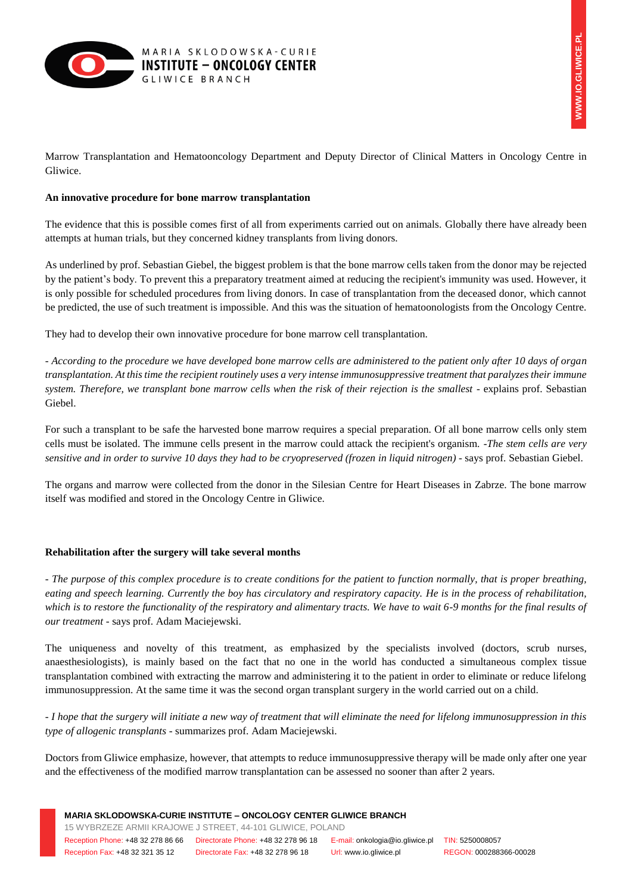Marrow Transplantation and Hematooncology Department and Deputy Director of Clinical Matters in Oncology Centre in Gliwice.

**An innovative procedure for bone marrow transplantation**

The evidence that this is possible comes first of all from experiments carried out on animals. Globally there have already been attempts at human trials, but they concerned kidney transplants from living donors.

As underlined by prof. Sebastian Giebel, the biggest problem is that the bone marrow cells taken from the donor may be rejected by the patient's body. To prevent this a preparatory treatment aimed at reducing the recipient's immunity was used. However, it is only possible for scheduled procedures from living donors. In case of transplantation from the deceased donor, which cannot be predicted, the use of such treatment is impossible. And this was the situation of hematoonologists from the Oncology Centre.

They had to develop their own innovative procedure for bone marrow cell transplantation.

- *According to the procedure we have developed bone marrow cells are administered to the patient only after 10 days of organ transplantation. At this time the recipient routinely uses a very intense immunosuppressive treatment that paralyzes their immune system. Therefore, we transplant bone marrow cells when the risk of their rejection is the smallest* - explains prof. Sebastian Giebel.

For such a transplant to be safe the harvested bone marrow requires a special preparation. Of all bone marrow cells only stem cells must be isolated. The immune cells present in the marrow could attack the recipient's organism. *-The stem cells are very sensitive and in order to survive 10 days they had to be cryopreserved (frozen in liquid nitrogen)* - says prof. Sebastian Giebel.

The organs and marrow were collected from the donor in the Silesian Centre for Heart Diseases in Zabrze. The bone marrow itself was modified and stored in the Oncology Centre in Gliwice.

**Rehabilitation after the surgery will take several months**

- *The purpose of this complex procedure is to create conditions for the patient to function normally, that is proper breathing, eating and speech learning. Currently the boy has circulatory and respiratory capacity. He is in the process of rehabilitation, which is to restore the functionality of the respiratory and alimentary tracts. We have to wait 6-9 months for the final results of our treatment* - says prof. Adam Maciejewski.

The uniqueness and novelty of this treatment, as emphasized by the specialists involved (doctors, scrub nurses, anaesthesiologists), is mainly based on the fact that no one in the world has conducted a simultaneous complex tissue transplantation combined with extracting the marrow and administering it to the patient in order to eliminate or reduce lifelong immunosuppression. At the same time it was the second organ transplant surgery in the world carried out on a child.

- *I hope that the surgery will initiate a new way of treatment that will eliminate the need for lifelong immunosuppression in this type of allogenic transplants* - summarizes prof. Adam Maciejewski.

Doctors from Gliwice emphasize, however, that attempts to reduce immunosuppressive therapy will be made only after one year and the effectiveness of the modified marrow transplantation can be assessed no sooner than after 2 years.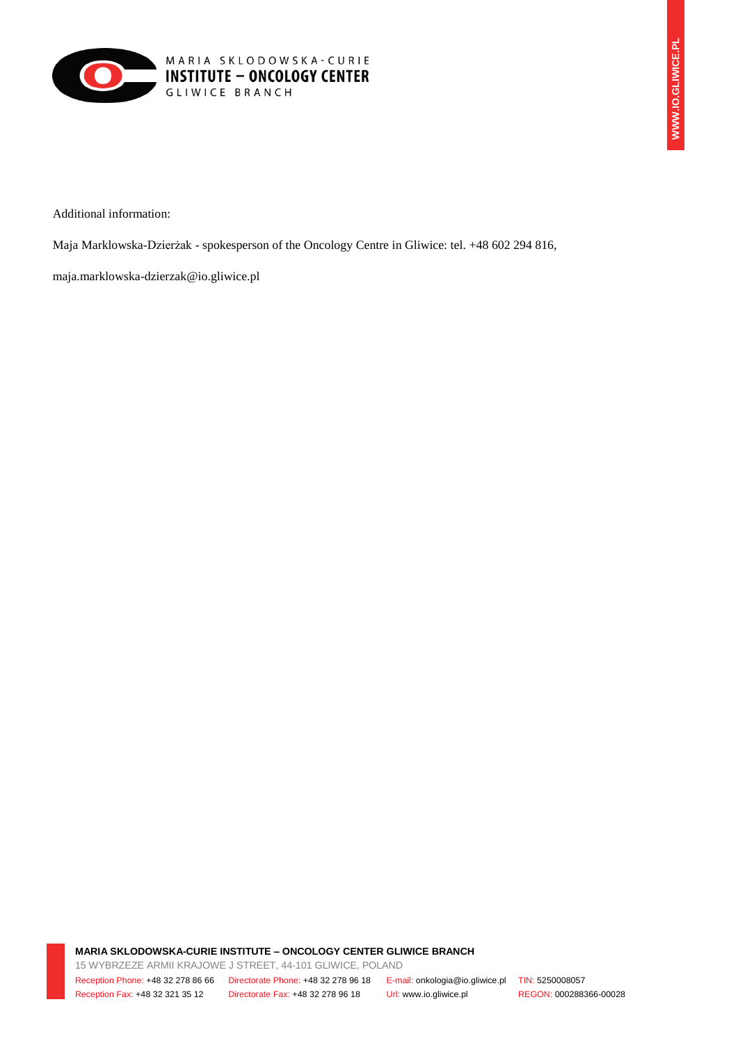Additional information:

Maja Marklowska-Dzierżak - spokesperson of the Oncology Centre in Gliwice: tel. +48 602 294 816,

maja.marklowska-dzierzak@io.gliwice.pl